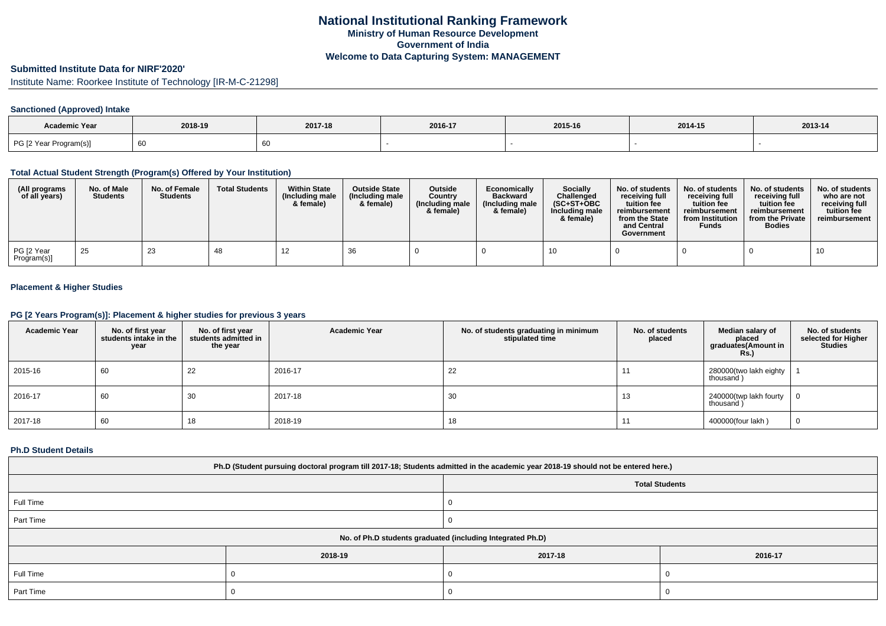# National Institutional Ranking Framework
## Ministry of Human Resource Development
## Government of India
## Welcome to Data Capturing System: MANAGEMENT

### Submitted Institute Data for NIRF'2020'

Institute Name: Roorkee Institute of Technology [IR-M-C-21298]

#### Sanctioned (Approved) Intake

| Academic Year | 2018-19 | 2017-18 | 2016-17 | 2015-16 | 2014-15 | 2013-14 |
|---|---|---|---|---|---|---|
| PG [2 Year Program(s)] | 60 | 60 | - | - | - | - |

#### Total Actual Student Strength (Program(s) Offered by Your Institution)

| (All programs of all years) | No. of Male Students | No. of Female Students | Total Students | Within State (Including male & female) | Outside State (Including male & female) | Outside Country (Including male & female) | Economically Backward (Including male & female) | Socially Challenged (SC+ST+OBC Including male & female) | No. of students receiving full tuition fee reimbursement from the State and Central Government | No. of students receiving full tuition fee reimbursement from Institution Funds | No. of students receiving full tuition fee reimbursement from the Private Bodies | No. of students who are not receiving full tuition fee reimbursement |
|---|---|---|---|---|---|---|---|---|---|---|---|---|
| PG [2 Year Program(s)] | 25 | 23 | 48 | 12 | 36 | 0 | 0 | 10 | 0 | 0 | 0 | 10 |

#### Placement & Higher Studies

#### PG [2 Years Program(s)]: Placement & higher studies for previous 3 years

| Academic Year | No. of first year students intake in the year | No. of first year students admitted in the year | Academic Year | No. of students graduating in minimum stipulated time | No. of students placed | Median salary of placed graduates(Amount in Rs.) | No. of students selected for Higher Studies |
|---|---|---|---|---|---|---|---|
| 2015-16 | 60 | 22 | 2016-17 | 22 | 11 | 280000(two lakh eighty thousand ) | 1 |
| 2016-17 | 60 | 30 | 2017-18 | 30 | 13 | 240000(twp lakh fourty thousand ) | 0 |
| 2017-18 | 60 | 18 | 2018-19 | 18 | 11 | 400000(four lakh ) | 0 |

#### Ph.D Student Details

| Ph.D (Student pursuing doctoral program till 2017-18; Students admitted in the academic year 2018-19 should not be entered here.) | |
|---|---|
| | Total Students |
| Full Time | 0 |
| Part Time | 0 |

| No. of Ph.D students graduated (including Integrated Ph.D) | | | |
|---|---|---|---|
| | 2018-19 | 2017-18 | 2016-17 |
| Full Time | 0 | 0 | 0 |
| Part Time | 0 | 0 | 0 |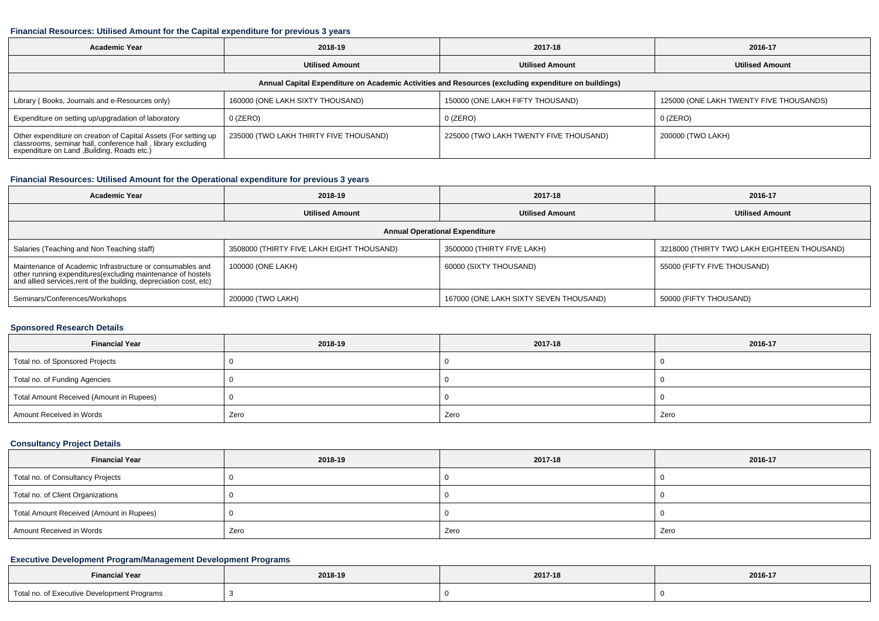#### Financial Resources: Utilised Amount for the Capital expenditure for previous 3 years

| Academic Year | 2018-19 | 2017-18 | 2016-17 |
|---|---|---|---|
| | Utilised Amount | Utilised Amount | Utilised Amount |
| Annual Capital Expenditure on Academic Activities and Resources (excluding expenditure on buildings) | | | |
| Library ( Books, Journals and e-Resources only) | 160000 (ONE LAKH SIXTY THOUSAND) | 150000 (ONE LAKH FIFTY THOUSAND) | 125000 (ONE LAKH TWENTY FIVE THOUSANDS) |
| Expenditure on setting up/upgradation of laboratory | 0 (ZERO) | 0 (ZERO) | 0 (ZERO) |
| Other expenditure on creation of Capital Assets (For setting up classrooms, seminar hall, conference hall , library excluding expenditure on Land ,Building, Roads etc.) | 235000 (TWO LAKH THIRTY FIVE THOUSAND) | 225000 (TWO LAKH TWENTY FIVE THOUSAND) | 200000 (TWO LAKH) |

#### Financial Resources: Utilised Amount for the Operational expenditure for previous 3 years

| Academic Year | 2018-19 | 2017-18 | 2016-17 |
|---|---|---|---|
| | Utilised Amount | Utilised Amount | Utilised Amount |
| Annual Operational Expenditure | | | |
| Salaries (Teaching and Non Teaching staff) | 3508000 (THIRTY FIVE LAKH EIGHT THOUSAND) | 3500000 (THIRTY FIVE LAKH) | 3218000 (THIRTY TWO LAKH EIGHTEEN THOUSAND) |
| Maintenance of Academic Infrastructure or consumables and other running expenditures(excluding maintenance of hostels and allied services,rent of the building, depreciation cost, etc) | 100000 (ONE LAKH) | 60000 (SIXTY THOUSAND) | 55000 (FIFTY FIVE THOUSAND) |
| Seminars/Conferences/Workshops | 200000 (TWO LAKH) | 167000 (ONE LAKH SIXTY SEVEN THOUSAND) | 50000 (FIFTY THOUSAND) |

#### Sponsored Research Details

| Financial Year | 2018-19 | 2017-18 | 2016-17 |
|---|---|---|---|
| Total no. of Sponsored Projects | 0 | 0 | 0 |
| Total no. of Funding Agencies | 0 | 0 | 0 |
| Total Amount Received (Amount in Rupees) | 0 | 0 | 0 |
| Amount Received in Words | Zero | Zero | Zero |

#### Consultancy Project Details

| Financial Year | 2018-19 | 2017-18 | 2016-17 |
|---|---|---|---|
| Total no. of Consultancy Projects | 0 | 0 | 0 |
| Total no. of Client Organizations | 0 | 0 | 0 |
| Total Amount Received (Amount in Rupees) | 0 | 0 | 0 |
| Amount Received in Words | Zero | Zero | Zero |

#### Executive Development Program/Management Development Programs

| Financial Year | 2018-19 | 2017-18 | 2016-17 |
|---|---|---|---|
| Total no. of Executive Development Programs | 3 | 0 | 0 |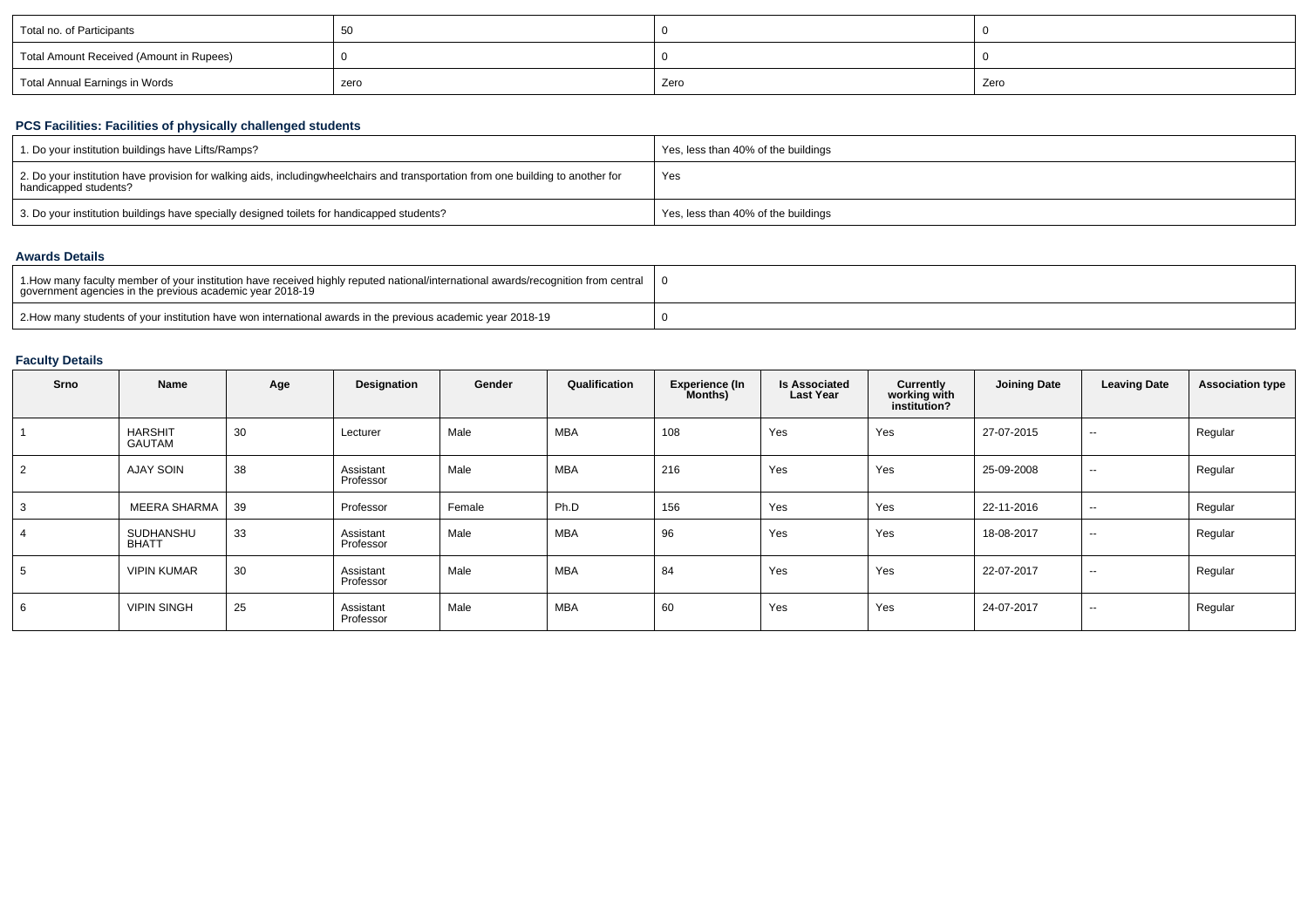| | | | |
|---|---|---|---|
| Total no. of Participants | 50 | 0 | 0 |
| Total Amount Received (Amount in Rupees) | 0 | 0 | 0 |
| Total Annual Earnings in Words | zero | Zero | Zero |

### PCS Facilities: Facilities of physically challenged students

| | |
|---|---|
| 1. Do your institution buildings have Lifts/Ramps? | Yes, less than 40% of the buildings |
| 2. Do your institution have provision for walking aids, includingwheelchairs and transportation from one building to another for handicapped students? | Yes |
| 3. Do your institution buildings have specially designed toilets for handicapped students? | Yes, less than 40% of the buildings |

### Awards Details

| | |
|---|---|
| 1.How many faculty member of your institution have received highly reputed national/international awards/recognition from central government agencies in the previous academic year 2018-19 | 0 |
| 2.How many students of your institution have won international awards in the previous academic year 2018-19 | 0 |

### Faculty Details

| Srno | Name | Age | Designation | Gender | Qualification | Experience (In Months) | Is Associated Last Year | Currently working with institution? | Joining Date | Leaving Date | Association type |
|---|---|---|---|---|---|---|---|---|---|---|---|
| 1 | HARSHIT GAUTAM | 30 | Lecturer | Male | MBA | 108 | Yes | Yes | 27-07-2015 | -- | Regular |
| 2 | AJAY SOIN | 38 | Assistant Professor | Male | MBA | 216 | Yes | Yes | 25-09-2008 | -- | Regular |
| 3 | MEERA SHARMA | 39 | Professor | Female | Ph.D | 156 | Yes | Yes | 22-11-2016 | -- | Regular |
| 4 | SUDHANSHU BHATT | 33 | Assistant Professor | Male | MBA | 96 | Yes | Yes | 18-08-2017 | -- | Regular |
| 5 | VIPIN KUMAR | 30 | Assistant Professor | Male | MBA | 84 | Yes | Yes | 22-07-2017 | -- | Regular |
| 6 | VIPIN SINGH | 25 | Assistant Professor | Male | MBA | 60 | Yes | Yes | 24-07-2017 | -- | Regular |